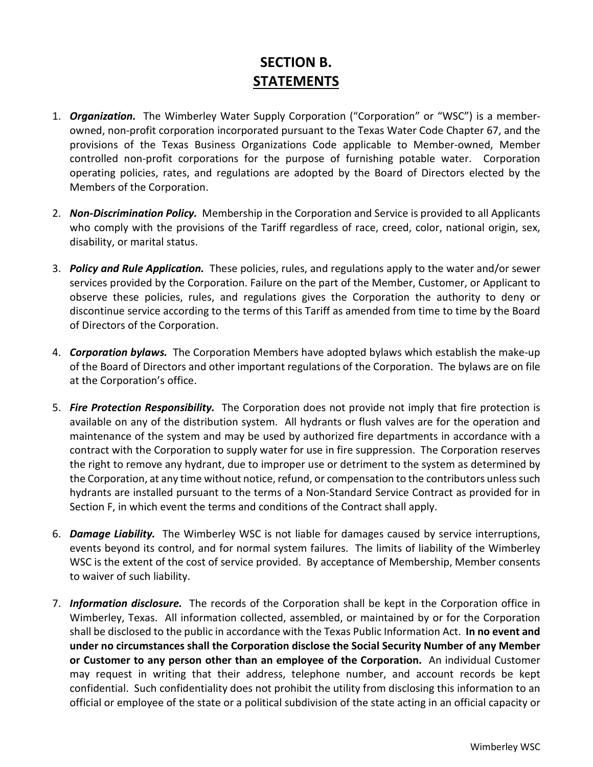# SECTION B.
# STATEMENTS

1. ***Organization.*** The Wimberley Water Supply Corporation ("Corporation" or "WSC") is a member-owned, non-profit corporation incorporated pursuant to the Texas Water Code Chapter 67, and the provisions of the Texas Business Organizations Code applicable to Member-owned, Member controlled non-profit corporations for the purpose of furnishing potable water. Corporation operating policies, rates, and regulations are adopted by the Board of Directors elected by the Members of the Corporation.

2. ***Non-Discrimination Policy.*** Membership in the Corporation and Service is provided to all Applicants who comply with the provisions of the Tariff regardless of race, creed, color, national origin, sex, disability, or marital status.

3. ***Policy and Rule Application.*** These policies, rules, and regulations apply to the water and/or sewer services provided by the Corporation. Failure on the part of the Member, Customer, or Applicant to observe these policies, rules, and regulations gives the Corporation the authority to deny or discontinue service according to the terms of this Tariff as amended from time to time by the Board of Directors of the Corporation.

4. ***Corporation bylaws.*** The Corporation Members have adopted bylaws which establish the make-up of the Board of Directors and other important regulations of the Corporation. The bylaws are on file at the Corporation's office.

5. ***Fire Protection Responsibility.*** The Corporation does not provide not imply that fire protection is available on any of the distribution system. All hydrants or flush valves are for the operation and maintenance of the system and may be used by authorized fire departments in accordance with a contract with the Corporation to supply water for use in fire suppression. The Corporation reserves the right to remove any hydrant, due to improper use or detriment to the system as determined by the Corporation, at any time without notice, refund, or compensation to the contributors unless such hydrants are installed pursuant to the terms of a Non-Standard Service Contract as provided for in Section F, in which event the terms and conditions of the Contract shall apply.

6. ***Damage Liability.*** The Wimberley WSC is not liable for damages caused by service interruptions, events beyond its control, and for normal system failures. The limits of liability of the Wimberley WSC is the extent of the cost of service provided. By acceptance of Membership, Member consents to waiver of such liability.

7. ***Information disclosure.*** The records of the Corporation shall be kept in the Corporation office in Wimberley, Texas. All information collected, assembled, or maintained by or for the Corporation shall be disclosed to the public in accordance with the Texas Public Information Act. **In no event and under no circumstances shall the Corporation disclose the Social Security Number of any Member or Customer to any person other than an employee of the Corporation.** An individual Customer may request in writing that their address, telephone number, and account records be kept confidential. Such confidentiality does not prohibit the utility from disclosing this information to an official or employee of the state or a political subdivision of the state acting in an official capacity or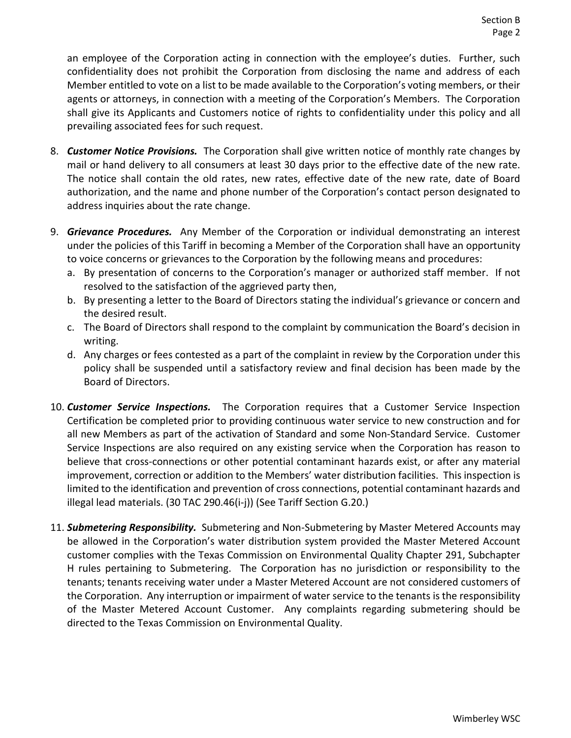an employee of the Corporation acting in connection with the employee's duties. Further, such confidentiality does not prohibit the Corporation from disclosing the name and address of each Member entitled to vote on a list to be made available to the Corporation's voting members, or their agents or attorneys, in connection with a meeting of the Corporation's Members. The Corporation shall give its Applicants and Customers notice of rights to confidentiality under this policy and all prevailing associated fees for such request.

8. ***Customer Notice Provisions.*** The Corporation shall give written notice of monthly rate changes by mail or hand delivery to all consumers at least 30 days prior to the effective date of the new rate. The notice shall contain the old rates, new rates, effective date of the new rate, date of Board authorization, and the name and phone number of the Corporation's contact person designated to address inquiries about the rate change.

9. ***Grievance Procedures.*** Any Member of the Corporation or individual demonstrating an interest under the policies of this Tariff in becoming a Member of the Corporation shall have an opportunity to voice concerns or grievances to the Corporation by the following means and procedures:
   a. By presentation of concerns to the Corporation's manager or authorized staff member. If not resolved to the satisfaction of the aggrieved party then,
   b. By presenting a letter to the Board of Directors stating the individual's grievance or concern and the desired result.
   c. The Board of Directors shall respond to the complaint by communication the Board's decision in writing.
   d. Any charges or fees contested as a part of the complaint in review by the Corporation under this policy shall be suspended until a satisfactory review and final decision has been made by the Board of Directors.

10. ***Customer Service Inspections.*** The Corporation requires that a Customer Service Inspection Certification be completed prior to providing continuous water service to new construction and for all new Members as part of the activation of Standard and some Non-Standard Service. Customer Service Inspections are also required on any existing service when the Corporation has reason to believe that cross-connections or other potential contaminant hazards exist, or after any material improvement, correction or addition to the Members' water distribution facilities. This inspection is limited to the identification and prevention of cross connections, potential contaminant hazards and illegal lead materials. (30 TAC 290.46(i-j)) (See Tariff Section G.20.)

11. ***Submetering Responsibility.*** Submetering and Non-Submetering by Master Metered Accounts may be allowed in the Corporation's water distribution system provided the Master Metered Account customer complies with the Texas Commission on Environmental Quality Chapter 291, Subchapter H rules pertaining to Submetering. The Corporation has no jurisdiction or responsibility to the tenants; tenants receiving water under a Master Metered Account are not considered customers of the Corporation. Any interruption or impairment of water service to the tenants is the responsibility of the Master Metered Account Customer. Any complaints regarding submetering should be directed to the Texas Commission on Environmental Quality.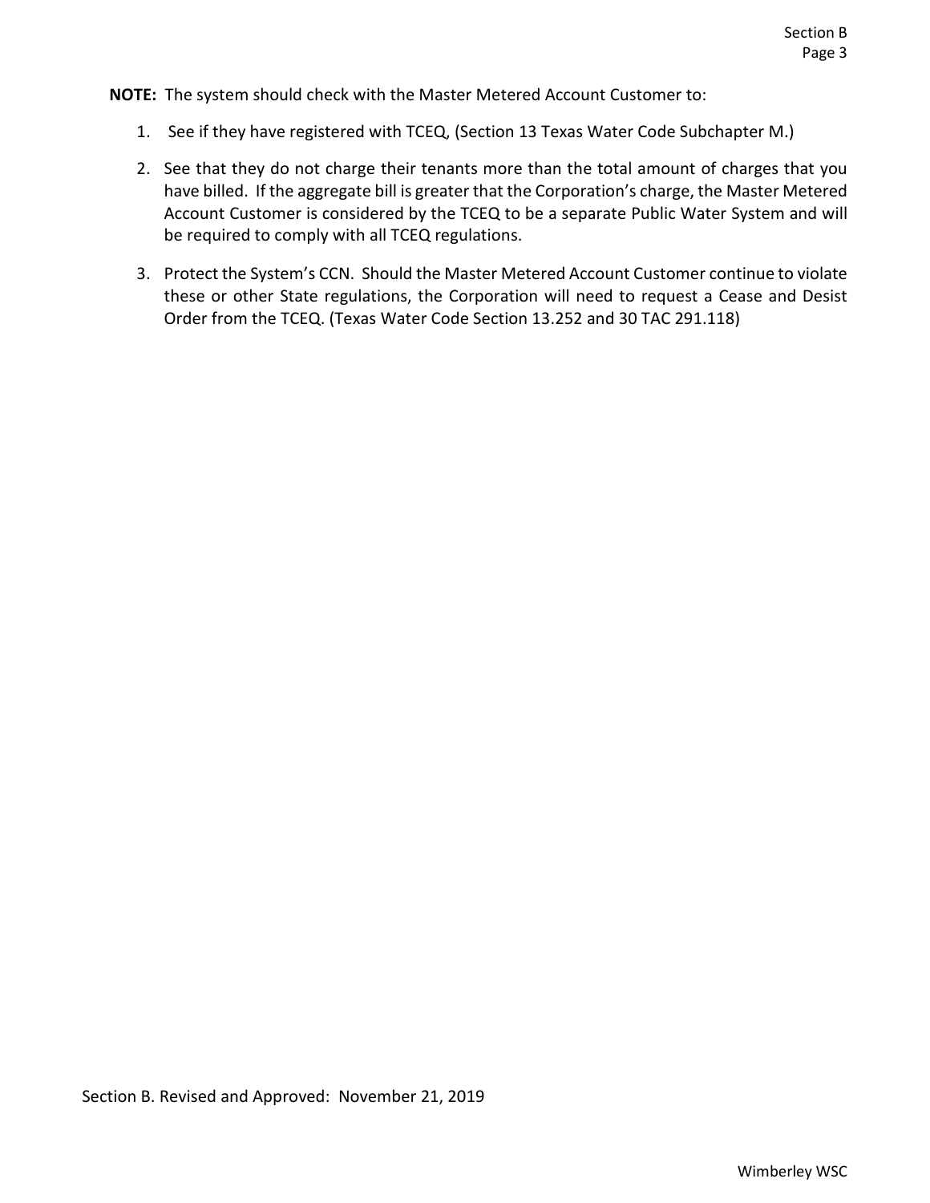**NOTE:** The system should check with the Master Metered Account Customer to:

1. See if they have registered with TCEQ, (Section 13 Texas Water Code Subchapter M.)
2. See that they do not charge their tenants more than the total amount of charges that you have billed. If the aggregate bill is greater that the Corporation's charge, the Master Metered Account Customer is considered by the TCEQ to be a separate Public Water System and will be required to comply with all TCEQ regulations.
3. Protect the System's CCN. Should the Master Metered Account Customer continue to violate these or other State regulations, the Corporation will need to request a Cease and Desist Order from the TCEQ. (Texas Water Code Section 13.252 and 30 TAC 291.118)

Section B. Revised and Approved: November 21, 2019